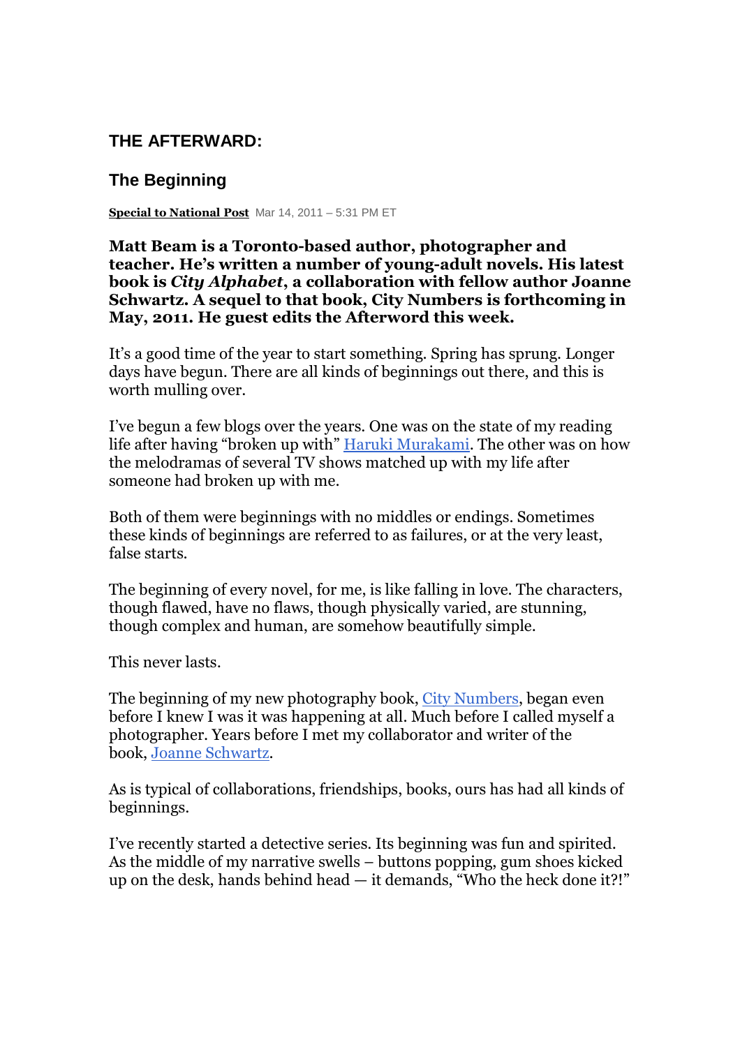## THE AFTERWARD:

## The Beginning

**Special to National Post** Mar 14, 2011 – 5:31 PM ET

**Matt Beam is a Toronto-based author, photographer and teacher. He's written a number of young-adult novels. His latest book is *City Alphabet*, a collaboration with fellow author Joanne Schwartz. A sequel to that book, City Numbers is forthcoming in May, 2011. He guest edits the Afterword this week.**

It's a good time of the year to start something. Spring has sprung. Longer days have begun. There are all kinds of beginnings out there, and this is worth mulling over.

I've begun a few blogs over the years. One was on the state of my reading life after having "broken up with" Haruki Murakami. The other was on how the melodramas of several TV shows matched up with my life after someone had broken up with me.

Both of them were beginnings with no middles or endings. Sometimes these kinds of beginnings are referred to as failures, or at the very least, false starts.

The beginning of every novel, for me, is like falling in love. The characters, though flawed, have no flaws, though physically varied, are stunning, though complex and human, are somehow beautifully simple.

This never lasts.

The beginning of my new photography book, City Numbers, began even before I knew I was it was happening at all. Much before I called myself a photographer. Years before I met my collaborator and writer of the book, Joanne Schwartz.

As is typical of collaborations, friendships, books, ours has had all kinds of beginnings.

I've recently started a detective series. Its beginning was fun and spirited. As the middle of my narrative swells – buttons popping, gum shoes kicked up on the desk, hands behind head — it demands, "Who the heck done it?!"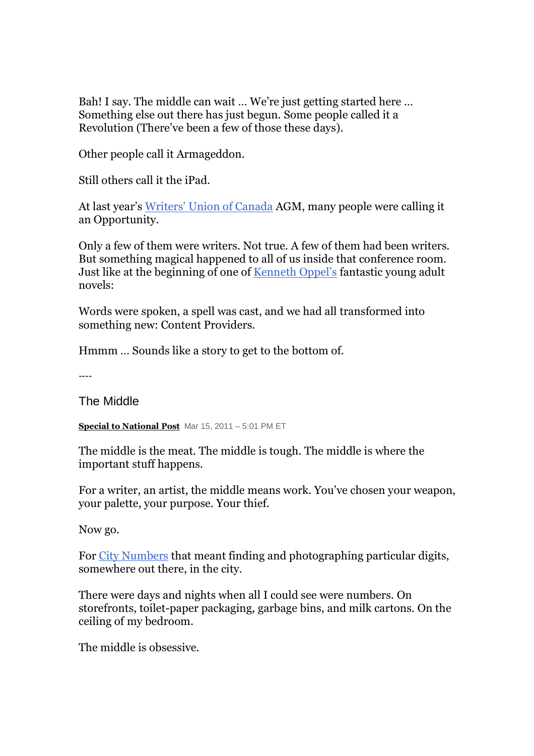Bah! I say. The middle can wait … We're just getting started here … Something else out there has just begun. Some people called it a Revolution (There've been a few of those these days).

Other people call it Armageddon.

Still others call it the iPad.

At last year's Writers' Union of Canada AGM, many people were calling it an Opportunity.

Only a few of them were writers. Not true. A few of them had been writers. But something magical happened to all of us inside that conference room. Just like at the beginning of one of Kenneth Oppel's fantastic young adult novels:

Words were spoken, a spell was cast, and we had all transformed into something new: Content Providers.

Hmmm … Sounds like a story to get to the bottom of.

----

## The Middle

**Special to National Post** Mar 15, 2011 – 5:01 PM ET

The middle is the meat. The middle is tough. The middle is where the important stuff happens.

For a writer, an artist, the middle means work. You've chosen your weapon, your palette, your purpose. Your thief.

Now go.

For City Numbers that meant finding and photographing particular digits, somewhere out there, in the city.

There were days and nights when all I could see were numbers. On storefronts, toilet-paper packaging, garbage bins, and milk cartons. On the ceiling of my bedroom.

The middle is obsessive.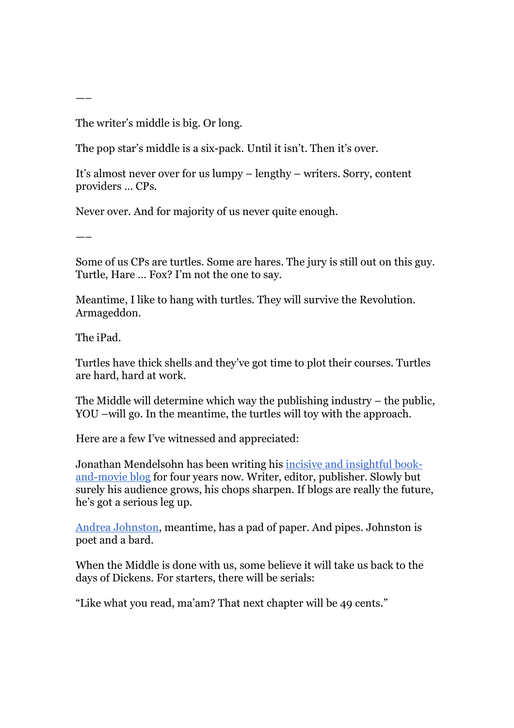——

The writer's middle is big. Or long.

The pop star's middle is a six-pack. Until it isn't. Then it's over.

It's almost never over for us lumpy – lengthy – writers. Sorry, content providers … CPs.

Never over. And for majority of us never quite enough.

——

Some of us CPs are turtles. Some are hares. The jury is still out on this guy. Turtle, Hare … Fox? I'm not the one to say.

Meantime, I like to hang with turtles. They will survive the Revolution. Armageddon.

The iPad.

Turtles have thick shells and they've got time to plot their courses. Turtles are hard, hard at work.

The Middle will determine which way the publishing industry – the public, YOU –will go. In the meantime, the turtles will toy with the approach.

Here are a few I've witnessed and appreciated:

Jonathan Mendelsohn has been writing his [incisive and insightful book-and-movie blog]() for four years now. Writer, editor, publisher. Slowly but surely his audience grows, his chops sharpen. If blogs are really the future, he's got a serious leg up.

[Andrea Johnston](), meantime, has a pad of paper. And pipes. Johnston is poet and a bard.

When the Middle is done with us, some believe it will take us back to the days of Dickens. For starters, there will be serials:

"Like what you read, ma'am? That next chapter will be 49 cents."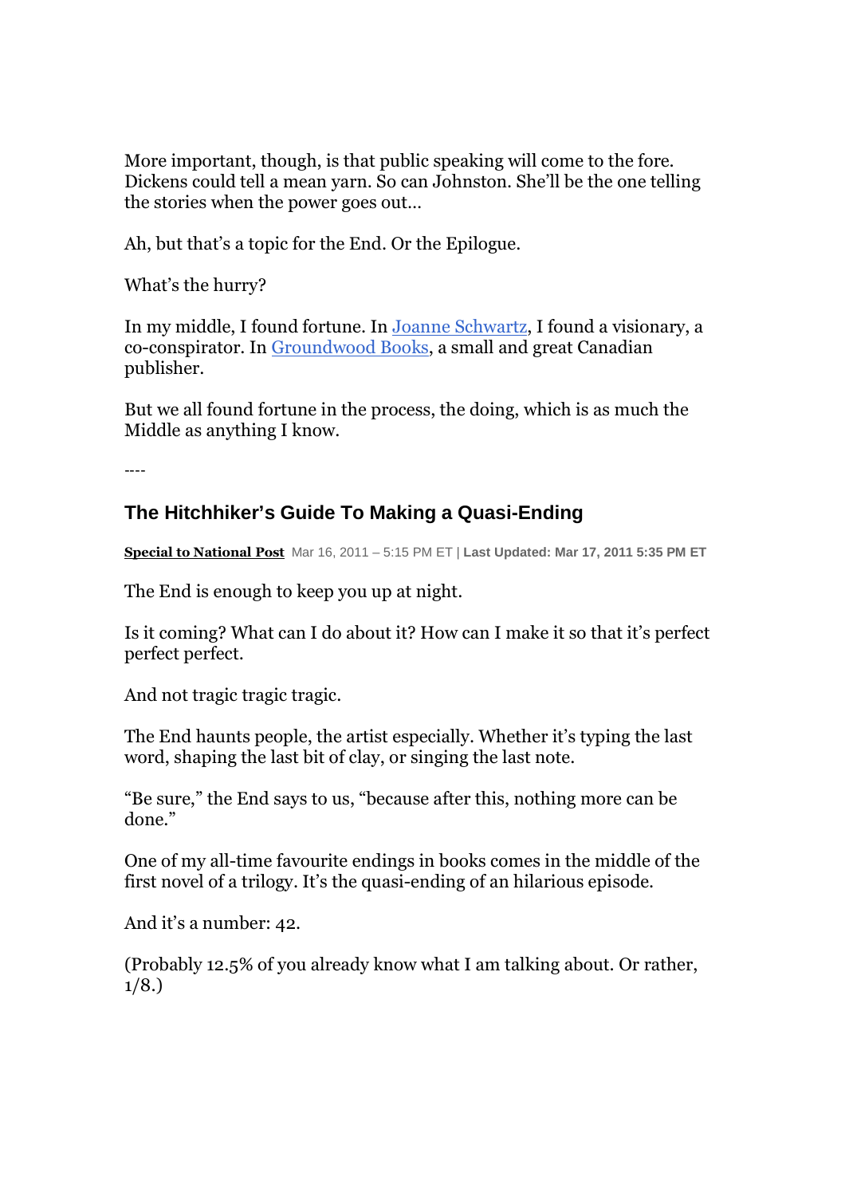More important, though, is that public speaking will come to the fore. Dickens could tell a mean yarn. So can Johnston. She'll be the one telling the stories when the power goes out…

Ah, but that's a topic for the End. Or the Epilogue.

What's the hurry?

In my middle, I found fortune. In Joanne Schwartz, I found a visionary, a co-conspirator. In Groundwood Books, a small and great Canadian publisher.

But we all found fortune in the process, the doing, which is as much the Middle as anything I know.

----

## The Hitchhiker's Guide To Making a Quasi-Ending

**Special to National Post** Mar 16, 2011 – 5:15 PM ET | **Last Updated: Mar 17, 2011 5:35 PM ET**

The End is enough to keep you up at night.

Is it coming? What can I do about it? How can I make it so that it's perfect perfect perfect.

And not tragic tragic tragic.

The End haunts people, the artist especially. Whether it's typing the last word, shaping the last bit of clay, or singing the last note.

"Be sure," the End says to us, "because after this, nothing more can be done."

One of my all-time favourite endings in books comes in the middle of the first novel of a trilogy. It's the quasi-ending of an hilarious episode.

And it's a number: 42.

(Probably 12.5% of you already know what I am talking about. Or rather, 1/8.)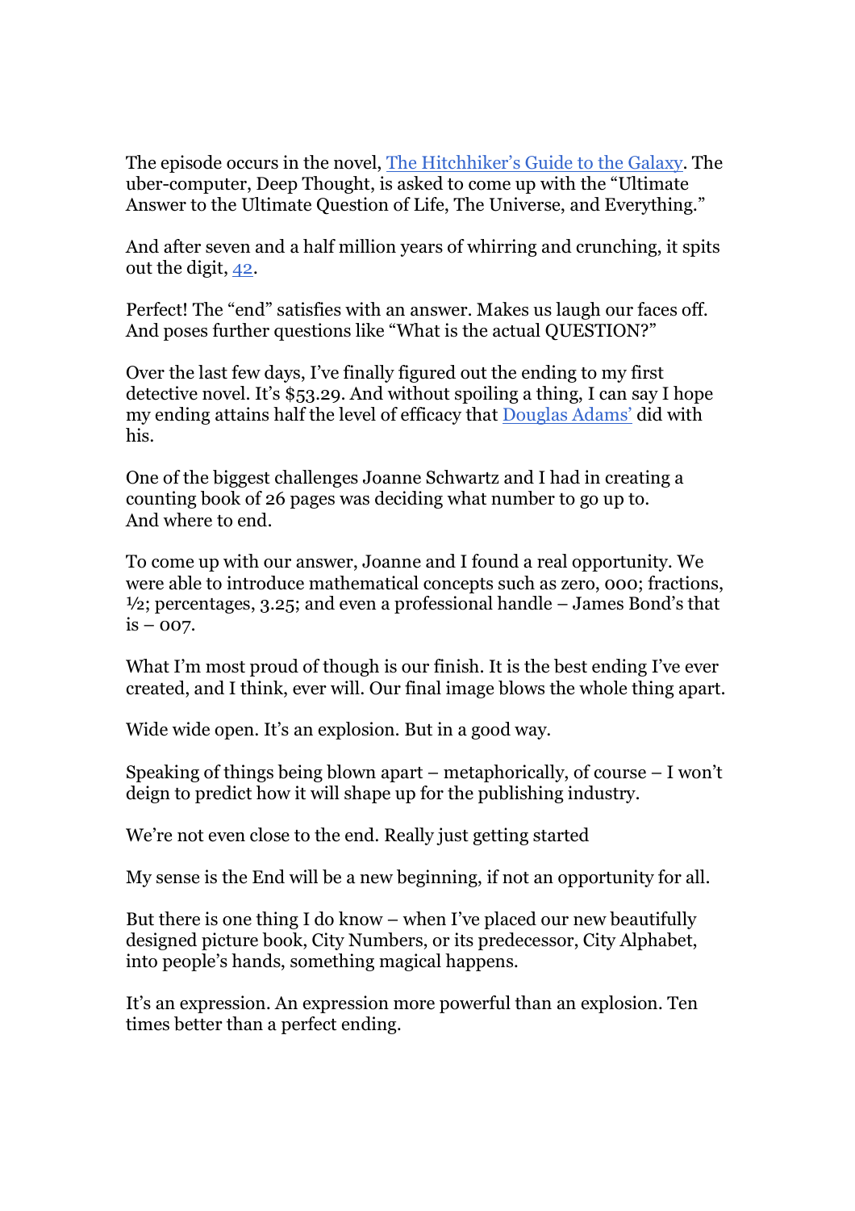The episode occurs in the novel, The Hitchhiker's Guide to the Galaxy. The uber-computer, Deep Thought, is asked to come up with the "Ultimate Answer to the Ultimate Question of Life, The Universe, and Everything."

And after seven and a half million years of whirring and crunching, it spits out the digit, 42.

Perfect! The "end" satisfies with an answer. Makes us laugh our faces off. And poses further questions like "What is the actual QUESTION?"

Over the last few days, I've finally figured out the ending to my first detective novel. It's $53.29. And without spoiling a thing, I can say I hope my ending attains half the level of efficacy that Douglas Adams' did with his.

One of the biggest challenges Joanne Schwartz and I had in creating a counting book of 26 pages was deciding what number to go up to. And where to end.

To come up with our answer, Joanne and I found a real opportunity. We were able to introduce mathematical concepts such as zero, 000; fractions, ½; percentages, 3.25; and even a professional handle – James Bond's that is – 007.

What I'm most proud of though is our finish. It is the best ending I've ever created, and I think, ever will. Our final image blows the whole thing apart.

Wide wide open. It's an explosion. But in a good way.

Speaking of things being blown apart – metaphorically, of course – I won't deign to predict how it will shape up for the publishing industry.

We're not even close to the end. Really just getting started

My sense is the End will be a new beginning, if not an opportunity for all.

But there is one thing I do know – when I've placed our new beautifully designed picture book, City Numbers, or its predecessor, City Alphabet, into people's hands, something magical happens.

It's an expression. An expression more powerful than an explosion. Ten times better than a perfect ending.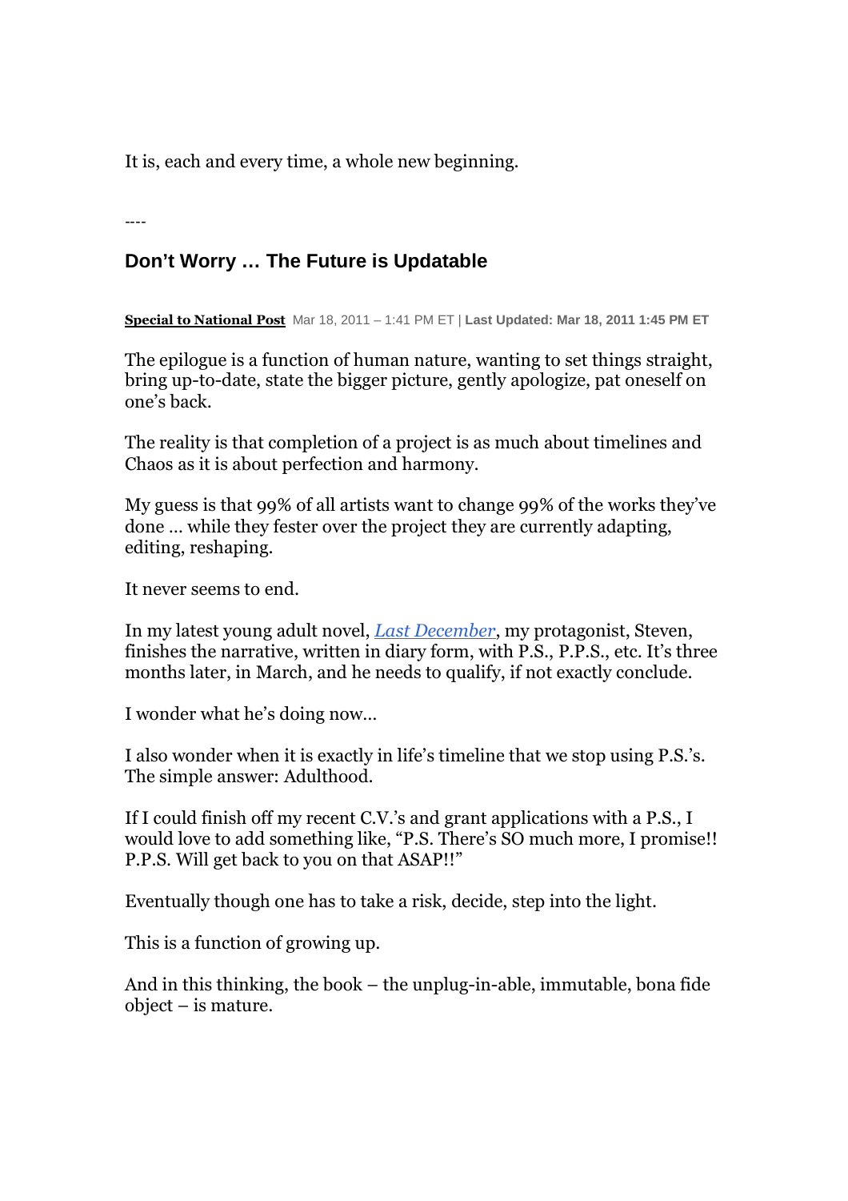It is, each and every time, a whole new beginning.

----

## Don't Worry … The Future is Updatable

**Special to National Post** Mar 18, 2011 – 1:41 PM ET | **Last Updated: Mar 18, 2011 1:45 PM ET**

The epilogue is a function of human nature, wanting to set things straight, bring up-to-date, state the bigger picture, gently apologize, pat oneself on one's back.

The reality is that completion of a project is as much about timelines and Chaos as it is about perfection and harmony.

My guess is that 99% of all artists want to change 99% of the works they've done … while they fester over the project they are currently adapting, editing, reshaping.

It never seems to end.

In my latest young adult novel, *Last December*, my protagonist, Steven, finishes the narrative, written in diary form, with P.S., P.P.S., etc. It's three months later, in March, and he needs to qualify, if not exactly conclude.

I wonder what he's doing now…

I also wonder when it is exactly in life's timeline that we stop using P.S.'s. The simple answer: Adulthood.

If I could finish off my recent C.V.'s and grant applications with a P.S., I would love to add something like, "P.S. There's SO much more, I promise!! P.P.S. Will get back to you on that ASAP!!"

Eventually though one has to take a risk, decide, step into the light.

This is a function of growing up.

And in this thinking, the book – the unplug-in-able, immutable, bona fide object – is mature.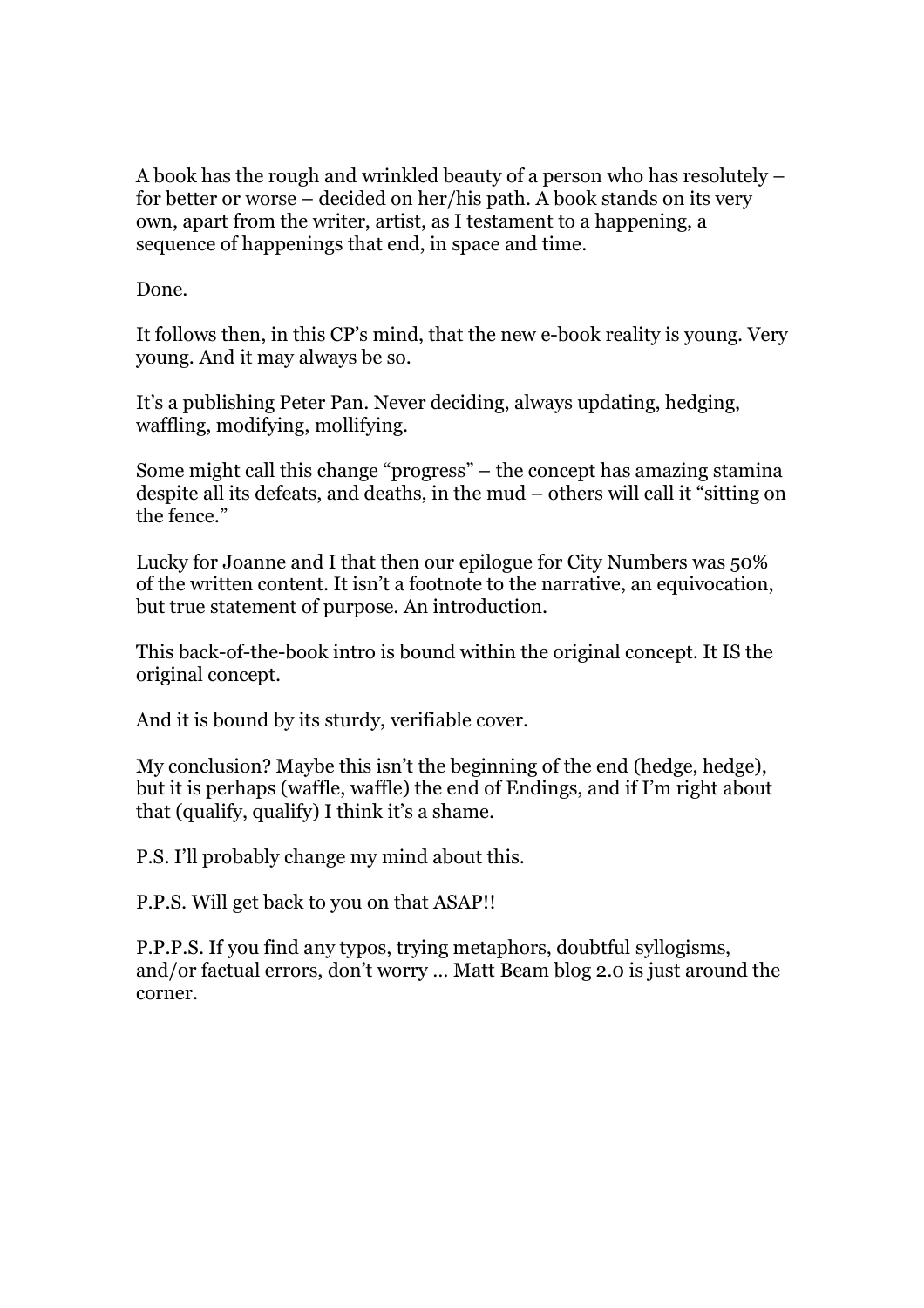A book has the rough and wrinkled beauty of a person who has resolutely – for better or worse – decided on her/his path. A book stands on its very own, apart from the writer, artist, as I testament to a happening, a sequence of happenings that end, in space and time.

Done.

It follows then, in this CP's mind, that the new e-book reality is young. Very young. And it may always be so.

It's a publishing Peter Pan. Never deciding, always updating, hedging, waffling, modifying, mollifying.

Some might call this change "progress" – the concept has amazing stamina despite all its defeats, and deaths, in the mud – others will call it "sitting on the fence."

Lucky for Joanne and I that then our epilogue for City Numbers was 50% of the written content. It isn't a footnote to the narrative, an equivocation, but true statement of purpose. An introduction.

This back-of-the-book intro is bound within the original concept. It IS the original concept.

And it is bound by its sturdy, verifiable cover.

My conclusion? Maybe this isn't the beginning of the end (hedge, hedge), but it is perhaps (waffle, waffle) the end of Endings, and if I'm right about that (qualify, qualify) I think it's a shame.

P.S. I'll probably change my mind about this.

P.P.S. Will get back to you on that ASAP!!

P.P.P.S. If you find any typos, trying metaphors, doubtful syllogisms, and/or factual errors, don't worry … Matt Beam blog 2.0 is just around the corner.